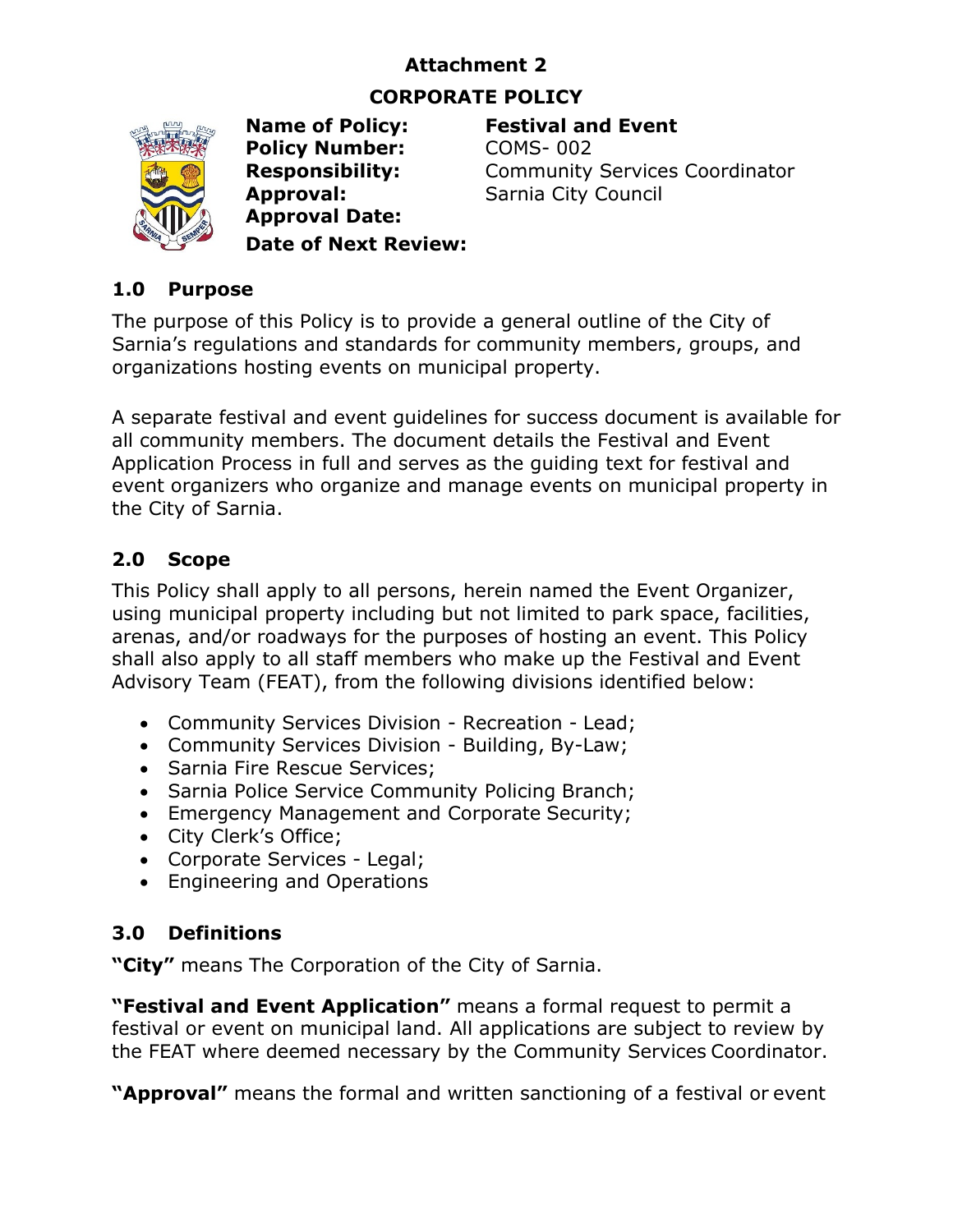**Attachment 2**

**CORPORATE POLICY**

**Name of Policy:** **Festival and Event**
**Policy Number:** COMS- 002
**Responsibility:** Community Services Coordinator
**Approval:** Sarnia City Council
**Approval Date:**
**Date of Next Review:**

## 1.0 Purpose

The purpose of this Policy is to provide a general outline of the City of Sarnia's regulations and standards for community members, groups, and organizations hosting events on municipal property.

A separate festival and event guidelines for success document is available for all community members. The document details the Festival and Event Application Process in full and serves as the guiding text for festival and event organizers who organize and manage events on municipal property in the City of Sarnia.

## 2.0 Scope

This Policy shall apply to all persons, herein named the Event Organizer, using municipal property including but not limited to park space, facilities, arenas, and/or roadways for the purposes of hosting an event. This Policy shall also apply to all staff members who make up the Festival and Event Advisory Team (FEAT), from the following divisions identified below:

- Community Services Division - Recreation - Lead;
- Community Services Division - Building, By-Law;
- Sarnia Fire Rescue Services;
- Sarnia Police Service Community Policing Branch;
- Emergency Management and Corporate Security;
- City Clerk's Office;
- Corporate Services - Legal;
- Engineering and Operations

## 3.0 Definitions

**"City"** means The Corporation of the City of Sarnia.

**"Festival and Event Application"** means a formal request to permit a festival or event on municipal land. All applications are subject to review by the FEAT where deemed necessary by the Community Services Coordinator.

**"Approval"** means the formal and written sanctioning of a festival or event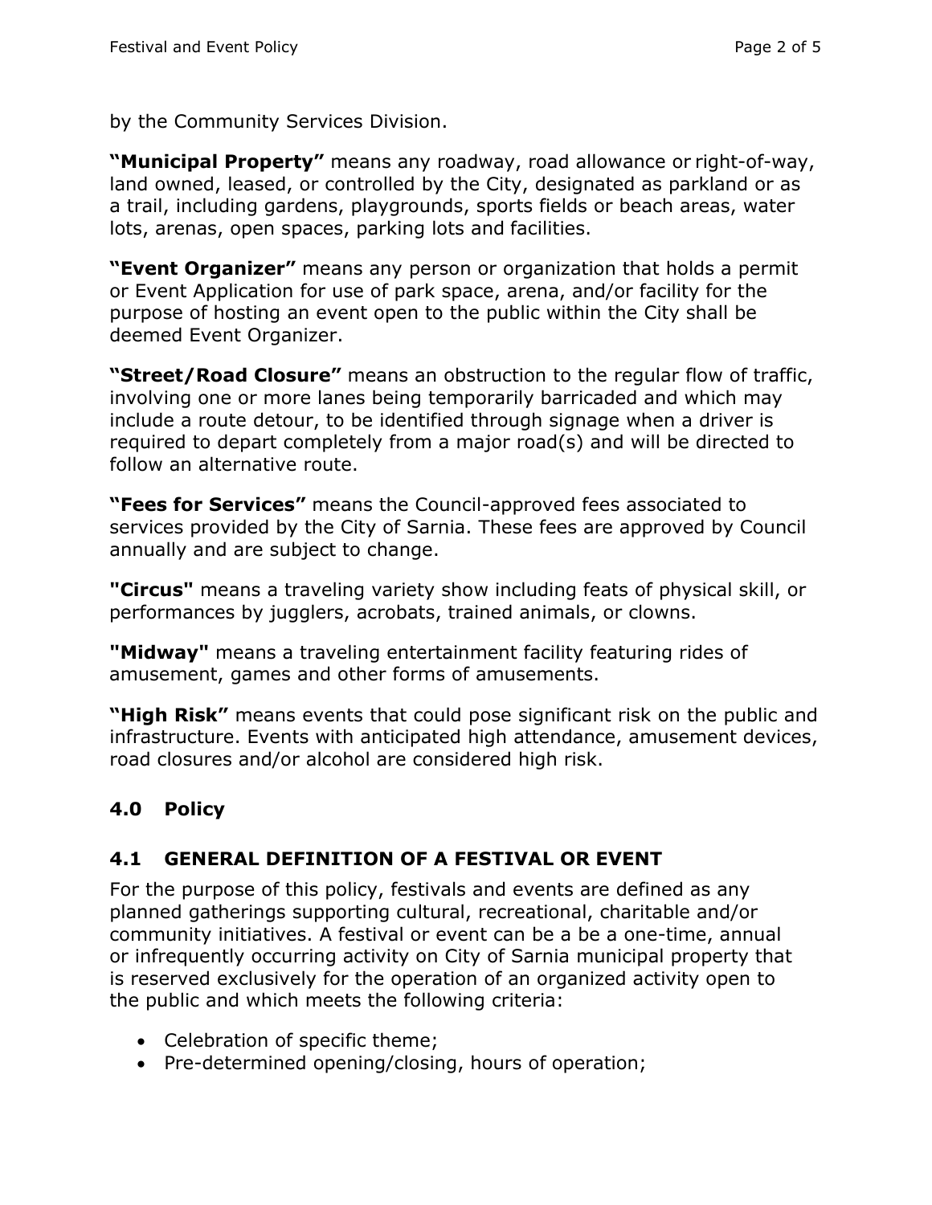by the Community Services Division.

**"Municipal Property"** means any roadway, road allowance or right-of-way, land owned, leased, or controlled by the City, designated as parkland or as a trail, including gardens, playgrounds, sports fields or beach areas, water lots, arenas, open spaces, parking lots and facilities.

**"Event Organizer"** means any person or organization that holds a permit or Event Application for use of park space, arena, and/or facility for the purpose of hosting an event open to the public within the City shall be deemed Event Organizer.

**"Street/Road Closure"** means an obstruction to the regular flow of traffic, involving one or more lanes being temporarily barricaded and which may include a route detour, to be identified through signage when a driver is required to depart completely from a major road(s) and will be directed to follow an alternative route.

**"Fees for Services"** means the Council-approved fees associated to services provided by the City of Sarnia. These fees are approved by Council annually and are subject to change.

**"Circus"** means a traveling variety show including feats of physical skill, or performances by jugglers, acrobats, trained animals, or clowns.

**"Midway"** means a traveling entertainment facility featuring rides of amusement, games and other forms of amusements.

**"High Risk"** means events that could pose significant risk on the public and infrastructure. Events with anticipated high attendance, amusement devices, road closures and/or alcohol are considered high risk.

## 4.0 Policy

### 4.1 GENERAL DEFINITION OF A FESTIVAL OR EVENT

For the purpose of this policy, festivals and events are defined as any planned gatherings supporting cultural, recreational, charitable and/or community initiatives. A festival or event can be a be a one-time, annual or infrequently occurring activity on City of Sarnia municipal property that is reserved exclusively for the operation of an organized activity open to the public and which meets the following criteria:

- Celebration of specific theme;
- Pre-determined opening/closing, hours of operation;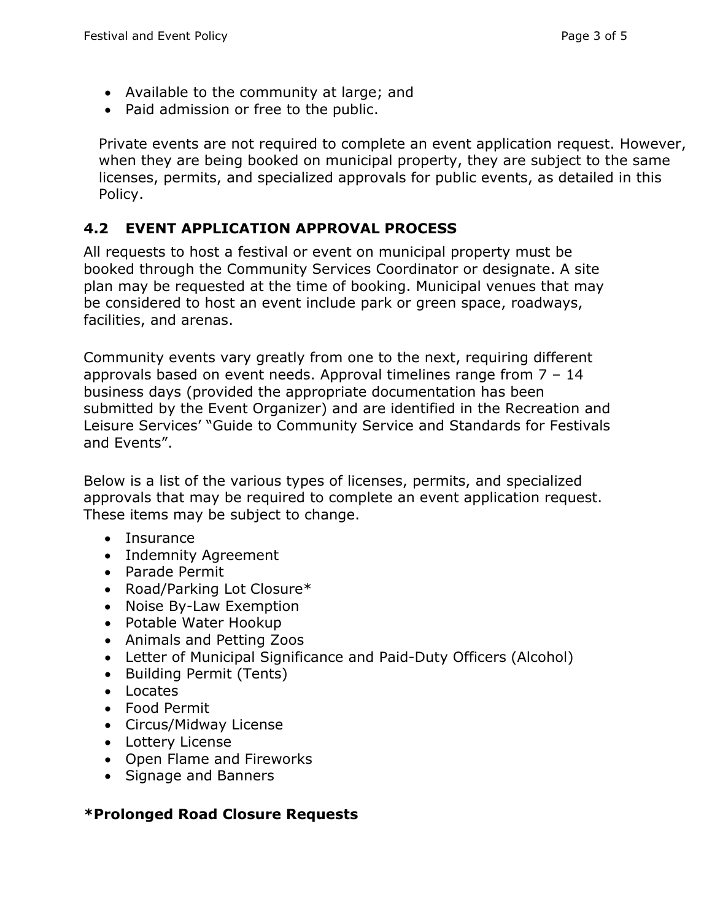- Available to the community at large; and
- Paid admission or free to the public.

Private events are not required to complete an event application request. However, when they are being booked on municipal property, they are subject to the same licenses, permits, and specialized approvals for public events, as detailed in this Policy.

## 4.2 EVENT APPLICATION APPROVAL PROCESS

All requests to host a festival or event on municipal property must be booked through the Community Services Coordinator or designate. A site plan may be requested at the time of booking. Municipal venues that may be considered to host an event include park or green space, roadways, facilities, and arenas.

Community events vary greatly from one to the next, requiring different approvals based on event needs. Approval timelines range from 7 – 14 business days (provided the appropriate documentation has been submitted by the Event Organizer) and are identified in the Recreation and Leisure Services' "Guide to Community Service and Standards for Festivals and Events".

Below is a list of the various types of licenses, permits, and specialized approvals that may be required to complete an event application request. These items may be subject to change.

- Insurance
- Indemnity Agreement
- Parade Permit
- Road/Parking Lot Closure*
- Noise By-Law Exemption
- Potable Water Hookup
- Animals and Petting Zoos
- Letter of Municipal Significance and Paid-Duty Officers (Alcohol)
- Building Permit (Tents)
- Locates
- Food Permit
- Circus/Midway License
- Lottery License
- Open Flame and Fireworks
- Signage and Banners

**\*Prolonged Road Closure Requests**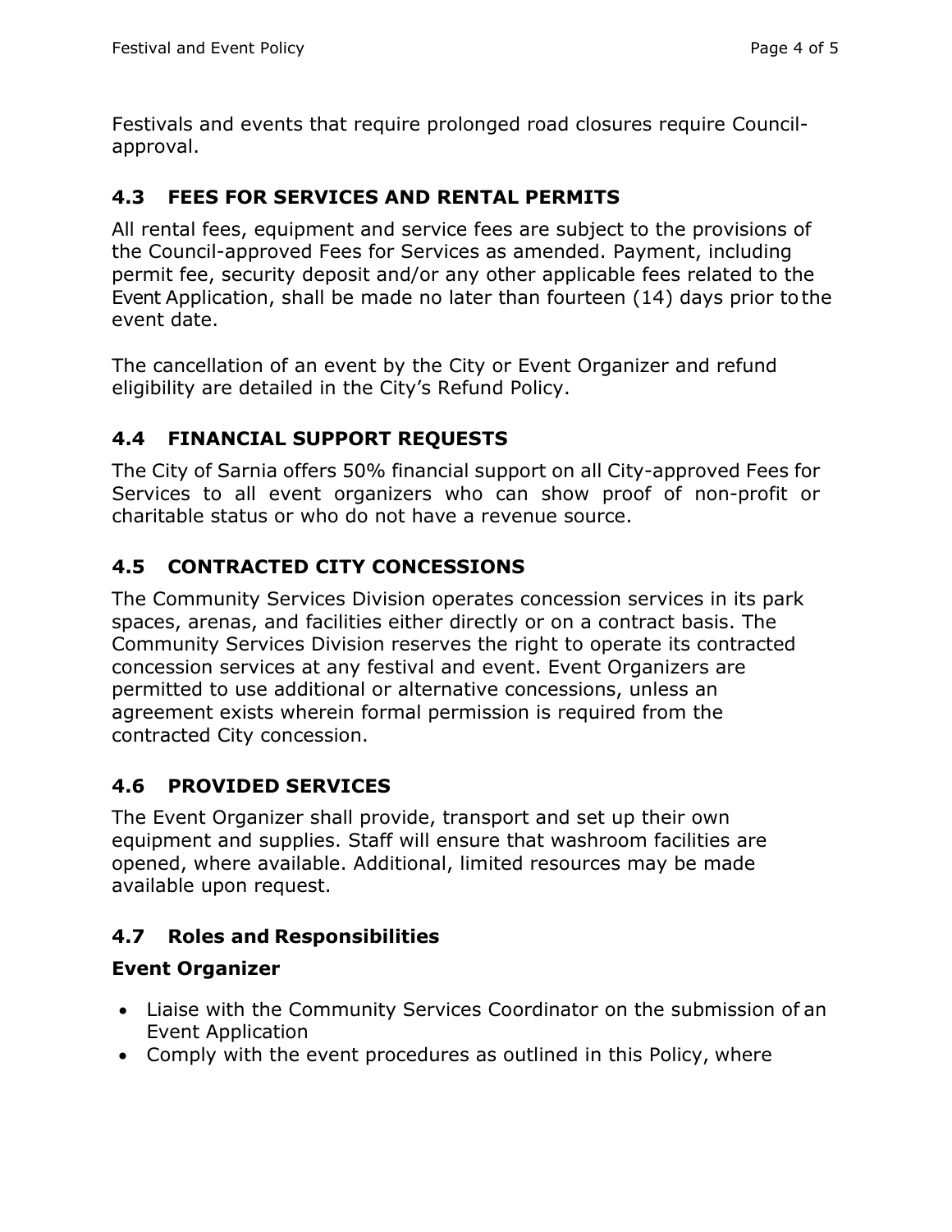Festivals and events that require prolonged road closures require Council-approval.

## 4.3 FEES FOR SERVICES AND RENTAL PERMITS

All rental fees, equipment and service fees are subject to the provisions of the Council-approved Fees for Services as amended. Payment, including permit fee, security deposit and/or any other applicable fees related to the Event Application, shall be made no later than fourteen (14) days prior to the event date.

The cancellation of an event by the City or Event Organizer and refund eligibility are detailed in the City's Refund Policy.

## 4.4 FINANCIAL SUPPORT REQUESTS

The City of Sarnia offers 50% financial support on all City-approved Fees for Services to all event organizers who can show proof of non-profit or charitable status or who do not have a revenue source.

## 4.5 CONTRACTED CITY CONCESSIONS

The Community Services Division operates concession services in its park spaces, arenas, and facilities either directly or on a contract basis. The Community Services Division reserves the right to operate its contracted concession services at any festival and event. Event Organizers are permitted to use additional or alternative concessions, unless an agreement exists wherein formal permission is required from the contracted City concession.

## 4.6 PROVIDED SERVICES

The Event Organizer shall provide, transport and set up their own equipment and supplies. Staff will ensure that washroom facilities are opened, where available. Additional, limited resources may be made available upon request.

## 4.7 Roles and Responsibilities

### Event Organizer

- Liaise with the Community Services Coordinator on the submission of an Event Application
- Comply with the event procedures as outlined in this Policy, where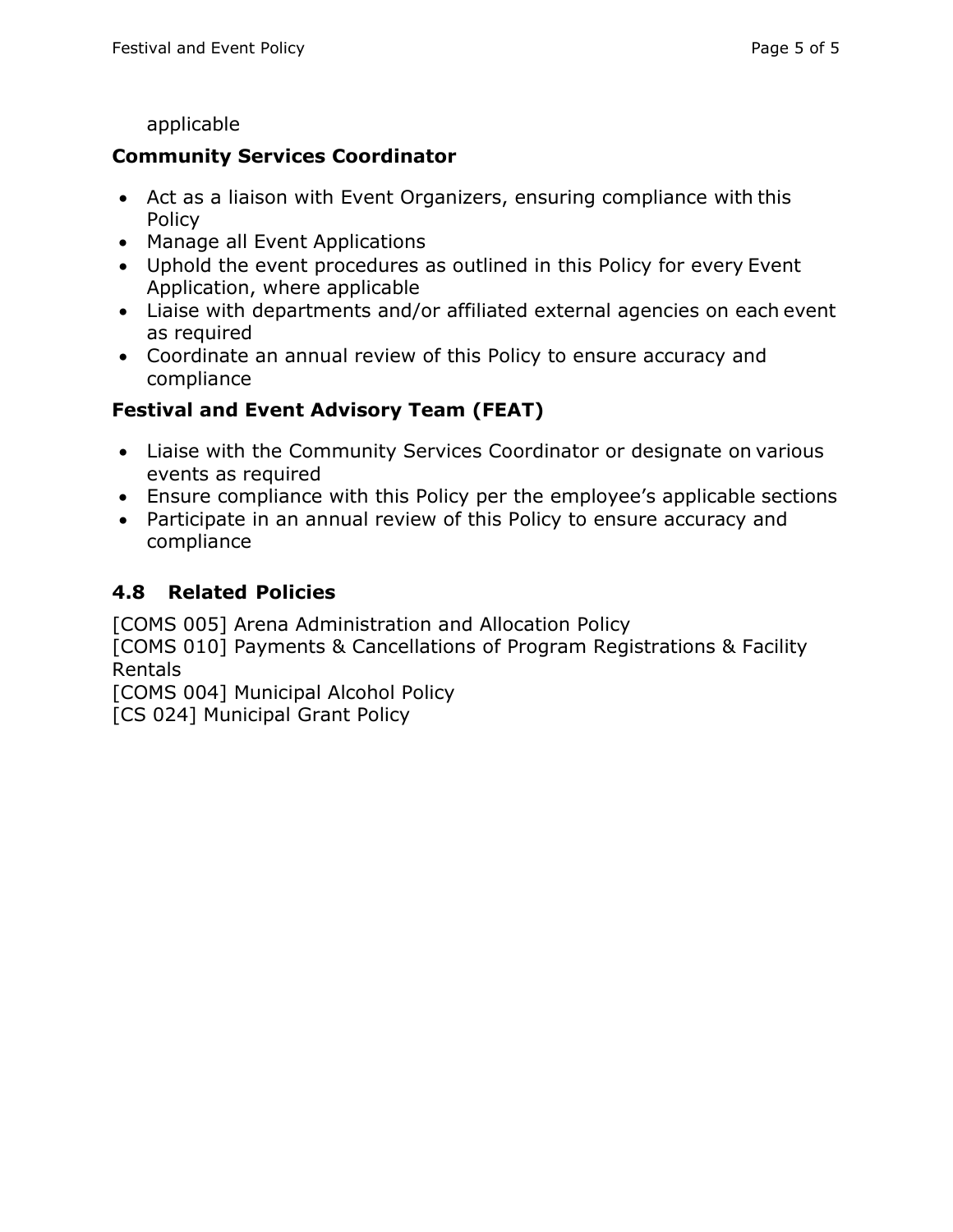applicable

**Community Services Coordinator**

- Act as a liaison with Event Organizers, ensuring compliance with this Policy
- Manage all Event Applications
- Uphold the event procedures as outlined in this Policy for every Event Application, where applicable
- Liaise with departments and/or affiliated external agencies on each event as required
- Coordinate an annual review of this Policy to ensure accuracy and compliance

**Festival and Event Advisory Team (FEAT)**

- Liaise with the Community Services Coordinator or designate on various events as required
- Ensure compliance with this Policy per the employee's applicable sections
- Participate in an annual review of this Policy to ensure accuracy and compliance

## 4.8 Related Policies

[COMS 005] Arena Administration and Allocation Policy
[COMS 010] Payments & Cancellations of Program Registrations & Facility Rentals
[COMS 004] Municipal Alcohol Policy
[CS 024] Municipal Grant Policy